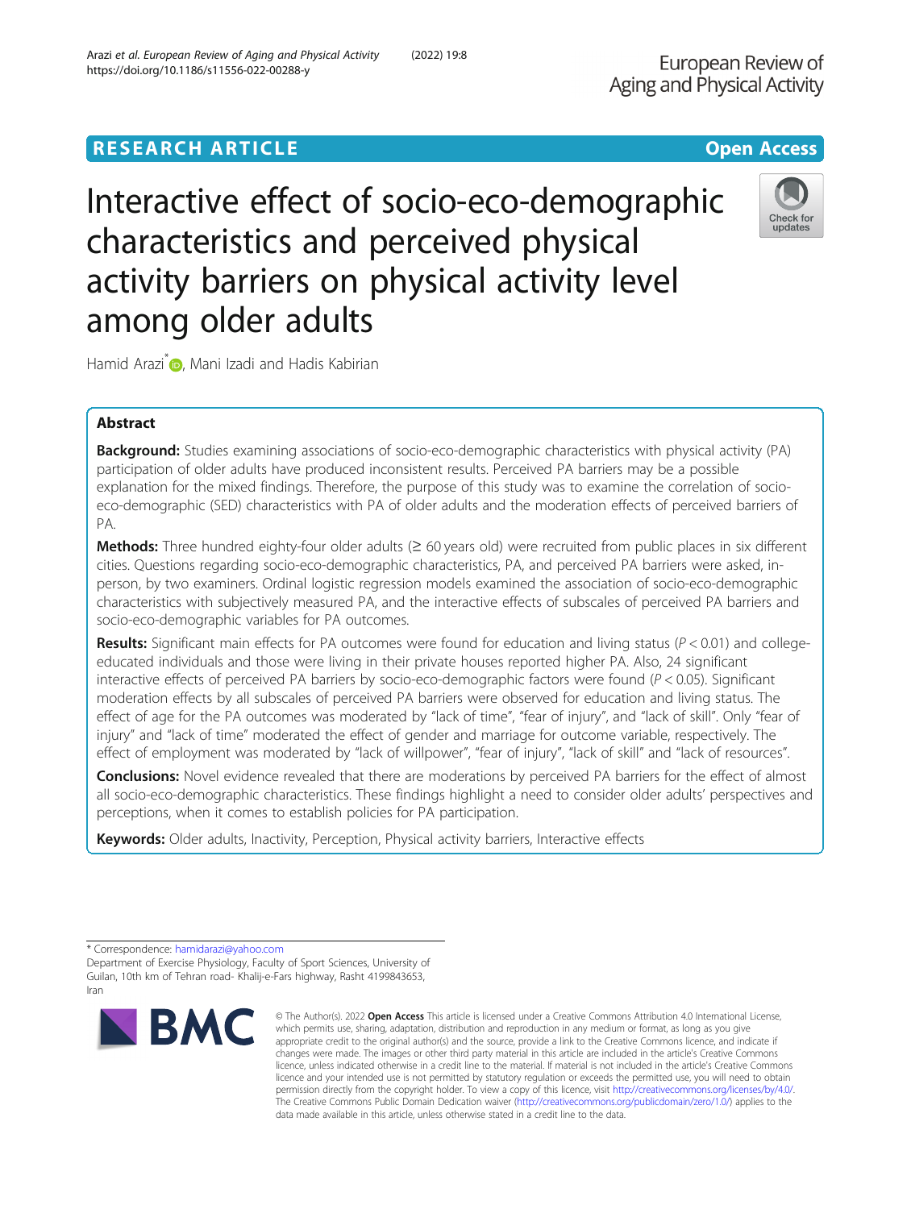RESEARCH ARTICLE

Open Access

# Interactive effect of socio-eco-demographic characteristics and perceived physical activity barriers on physical activity level among older adults

Hamid Arazi*, Mani Izadi and Hadis Kabirian

## Abstract

**Background:** Studies examining associations of socio-eco-demographic characteristics with physical activity (PA) participation of older adults have produced inconsistent results. Perceived PA barriers may be a possible explanation for the mixed findings. Therefore, the purpose of this study was to examine the correlation of socio-eco-demographic (SED) characteristics with PA of older adults and the moderation effects of perceived barriers of PA.

**Methods:** Three hundred eighty-four older adults (≥ 60 years old) were recruited from public places in six different cities. Questions regarding socio-eco-demographic characteristics, PA, and perceived PA barriers were asked, in-person, by two examiners. Ordinal logistic regression models examined the association of socio-eco-demographic characteristics with subjectively measured PA, and the interactive effects of subscales of perceived PA barriers and socio-eco-demographic variables for PA outcomes.

**Results:** Significant main effects for PA outcomes were found for education and living status ($P < 0.01$) and college-educated individuals and those were living in their private houses reported higher PA. Also, 24 significant interactive effects of perceived PA barriers by socio-eco-demographic factors were found ($P < 0.05$). Significant moderation effects by all subscales of perceived PA barriers were observed for education and living status. The effect of age for the PA outcomes was moderated by "lack of time", "fear of injury", and "lack of skill". Only "fear of injury" and "lack of time" moderated the effect of gender and marriage for outcome variable, respectively. The effect of employment was moderated by "lack of willpower", "fear of injury", "lack of skill" and "lack of resources".

**Conclusions:** Novel evidence revealed that there are moderations by perceived PA barriers for the effect of almost all socio-eco-demographic characteristics. These findings highlight a need to consider older adults' perspectives and perceptions, when it comes to establish policies for PA participation.

**Keywords:** Older adults, Inactivity, Perception, Physical activity barriers, Interactive effects

* Correspondence: hamidarazi@yahoo.com
Department of Exercise Physiology, Faculty of Sport Sciences, University of Guilan, 10th km of Tehran road- Khalij-e-Fars highway, Rasht 4199843653, Iran

© The Author(s). 2022 **Open Access** This article is licensed under a Creative Commons Attribution 4.0 International License, which permits use, sharing, adaptation, distribution and reproduction in any medium or format, as long as you give appropriate credit to the original author(s) and the source, provide a link to the Creative Commons licence, and indicate if changes were made. The images or other third party material in this article are included in the article's Creative Commons licence, unless indicated otherwise in a credit line to the material. If material is not included in the article's Creative Commons licence and your intended use is not permitted by statutory regulation or exceeds the permitted use, you will need to obtain permission directly from the copyright holder. To view a copy of this licence, visit http://creativecommons.org/licenses/by/4.0/. The Creative Commons Public Domain Dedication waiver (http://creativecommons.org/publicdomain/zero/1.0/) applies to the data made available in this article, unless otherwise stated in a credit line to the data.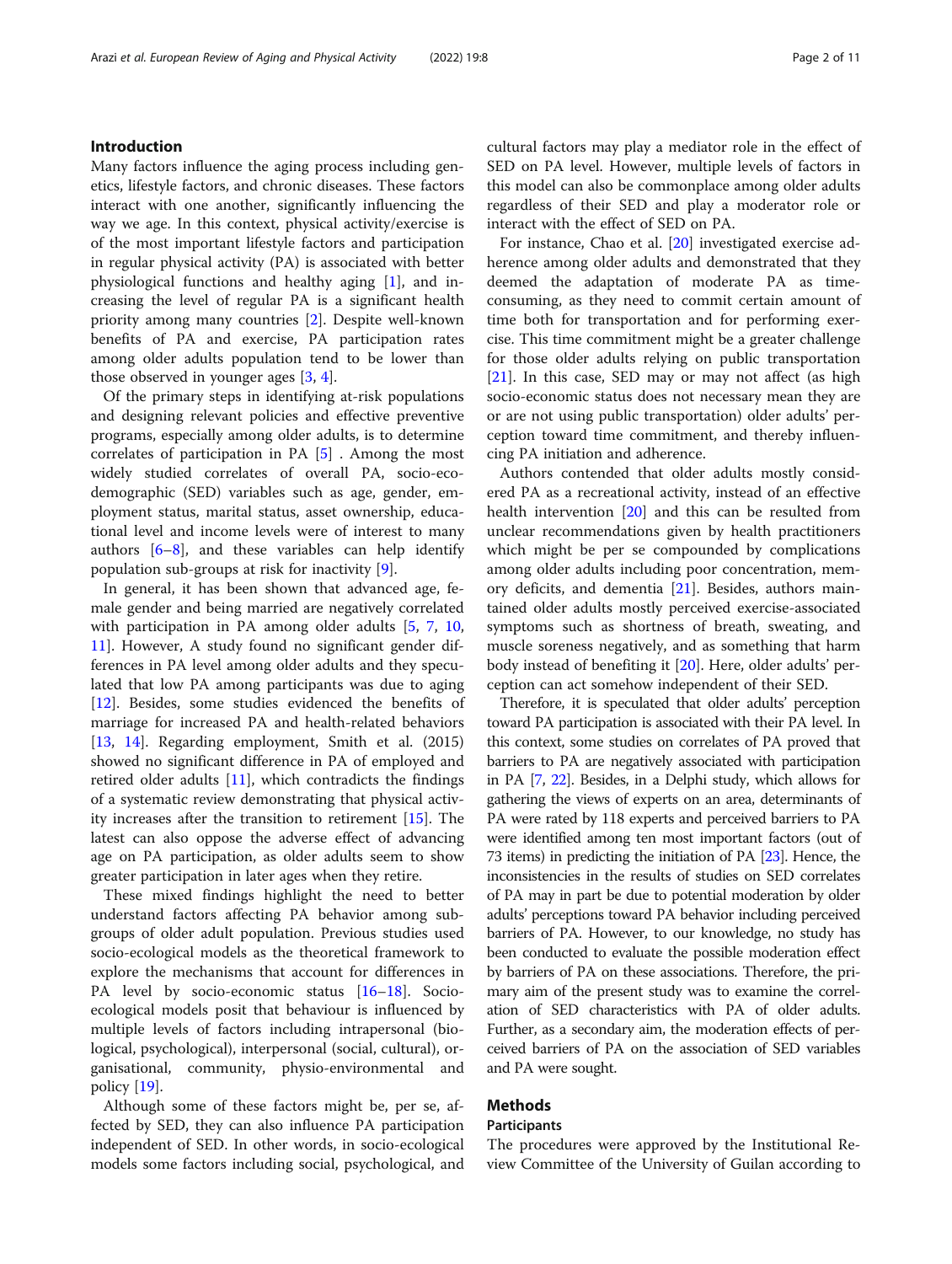## Introduction

Many factors influence the aging process including genetics, lifestyle factors, and chronic diseases. These factors interact with one another, significantly influencing the way we age. In this context, physical activity/exercise is of the most important lifestyle factors and participation in regular physical activity (PA) is associated with better physiological functions and healthy aging [1], and increasing the level of regular PA is a significant health priority among many countries [2]. Despite well-known benefits of PA and exercise, PA participation rates among older adults population tend to be lower than those observed in younger ages [3, 4].

Of the primary steps in identifying at-risk populations and designing relevant policies and effective preventive programs, especially among older adults, is to determine correlates of participation in PA [5] . Among the most widely studied correlates of overall PA, socio-ecodemographic (SED) variables such as age, gender, employment status, marital status, asset ownership, educational level and income levels were of interest to many authors [6–8], and these variables can help identify population sub-groups at risk for inactivity [9].

In general, it has been shown that advanced age, female gender and being married are negatively correlated with participation in PA among older adults [5, 7, 10, 11]. However, A study found no significant gender differences in PA level among older adults and they speculated that low PA among participants was due to aging [12]. Besides, some studies evidenced the benefits of marriage for increased PA and health-related behaviors [13, 14]. Regarding employment, Smith et al. (2015) showed no significant difference in PA of employed and retired older adults [11], which contradicts the findings of a systematic review demonstrating that physical activity increases after the transition to retirement [15]. The latest can also oppose the adverse effect of advancing age on PA participation, as older adults seem to show greater participation in later ages when they retire.

These mixed findings highlight the need to better understand factors affecting PA behavior among subgroups of older adult population. Previous studies used socio-ecological models as the theoretical framework to explore the mechanisms that account for differences in PA level by socio-economic status [16–18]. Socio-ecological models posit that behaviour is influenced by multiple levels of factors including intrapersonal (biological, psychological), interpersonal (social, cultural), organisational, community, physio-environmental and policy [19].

Although some of these factors might be, per se, affected by SED, they can also influence PA participation independent of SED. In other words, in socio-ecological models some factors including social, psychological, and cultural factors may play a mediator role in the effect of SED on PA level. However, multiple levels of factors in this model can also be commonplace among older adults regardless of their SED and play a moderator role or interact with the effect of SED on PA.

For instance, Chao et al. [20] investigated exercise adherence among older adults and demonstrated that they deemed the adaptation of moderate PA as time-consuming, as they need to commit certain amount of time both for transportation and for performing exercise. This time commitment might be a greater challenge for those older adults relying on public transportation [21]. In this case, SED may or may not affect (as high socio-economic status does not necessary mean they are or are not using public transportation) older adults' perception toward time commitment, and thereby influencing PA initiation and adherence.

Authors contended that older adults mostly considered PA as a recreational activity, instead of an effective health intervention [20] and this can be resulted from unclear recommendations given by health practitioners which might be per se compounded by complications among older adults including poor concentration, memory deficits, and dementia [21]. Besides, authors maintained older adults mostly perceived exercise-associated symptoms such as shortness of breath, sweating, and muscle soreness negatively, and as something that harm body instead of benefiting it [20]. Here, older adults' perception can act somehow independent of their SED.

Therefore, it is speculated that older adults' perception toward PA participation is associated with their PA level. In this context, some studies on correlates of PA proved that barriers to PA are negatively associated with participation in PA [7, 22]. Besides, in a Delphi study, which allows for gathering the views of experts on an area, determinants of PA were rated by 118 experts and perceived barriers to PA were identified among ten most important factors (out of 73 items) in predicting the initiation of PA [23]. Hence, the inconsistencies in the results of studies on SED correlates of PA may in part be due to potential moderation by older adults' perceptions toward PA behavior including perceived barriers of PA. However, to our knowledge, no study has been conducted to evaluate the possible moderation effect by barriers of PA on these associations. Therefore, the primary aim of the present study was to examine the correlation of SED characteristics with PA of older adults. Further, as a secondary aim, the moderation effects of perceived barriers of PA on the association of SED variables and PA were sought.

## Methods

### Participants

The procedures were approved by the Institutional Review Committee of the University of Guilan according to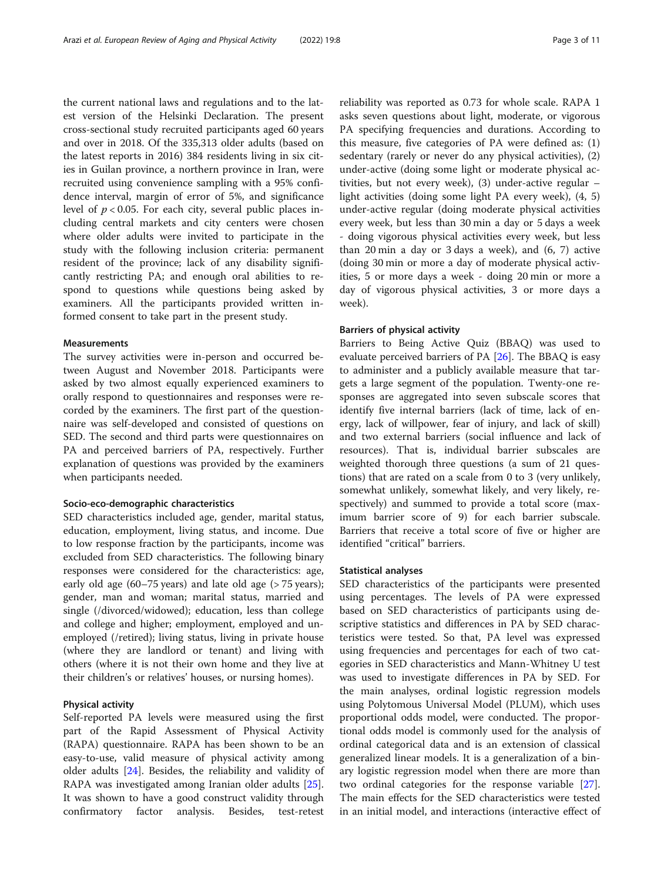the current national laws and regulations and to the latest version of the Helsinki Declaration. The present cross-sectional study recruited participants aged 60 years and over in 2018. Of the 335,313 older adults (based on the latest reports in 2016) 384 residents living in six cities in Guilan province, a northern province in Iran, were recruited using convenience sampling with a 95% confidence interval, margin of error of 5%, and significance level of $p < 0.05$. For each city, several public places including central markets and city centers were chosen where older adults were invited to participate in the study with the following inclusion criteria: permanent resident of the province; lack of any disability significantly restricting PA; and enough oral abilities to respond to questions while questions being asked by examiners. All the participants provided written informed consent to take part in the present study.

### Measurements

The survey activities were in-person and occurred between August and November 2018. Participants were asked by two almost equally experienced examiners to orally respond to questionnaires and responses were recorded by the examiners. The first part of the questionnaire was self-developed and consisted of questions on SED. The second and third parts were questionnaires on PA and perceived barriers of PA, respectively. Further explanation of questions was provided by the examiners when participants needed.

#### Socio-eco-demographic characteristics

SED characteristics included age, gender, marital status, education, employment, living status, and income. Due to low response fraction by the participants, income was excluded from SED characteristics. The following binary responses were considered for the characteristics: age, early old age (60–75 years) and late old age (> 75 years); gender, man and woman; marital status, married and single (/divorced/widowed); education, less than college and college and higher; employment, employed and unemployed (/retired); living status, living in private house (where they are landlord or tenant) and living with others (where it is not their own home and they live at their children's or relatives' houses, or nursing homes).

#### Physical activity

Self-reported PA levels were measured using the first part of the Rapid Assessment of Physical Activity (RAPA) questionnaire. RAPA has been shown to be an easy-to-use, valid measure of physical activity among older adults [24]. Besides, the reliability and validity of RAPA was investigated among Iranian older adults [25]. It was shown to have a good construct validity through confirmatory factor analysis. Besides, test-retest reliability was reported as 0.73 for whole scale. RAPA 1 asks seven questions about light, moderate, or vigorous PA specifying frequencies and durations. According to this measure, five categories of PA were defined as: (1) sedentary (rarely or never do any physical activities), (2) under-active (doing some light or moderate physical activities, but not every week), (3) under-active regular – light activities (doing some light PA every week), (4, 5) under-active regular (doing moderate physical activities every week, but less than 30 min a day or 5 days a week - doing vigorous physical activities every week, but less than 20 min a day or 3 days a week), and (6, 7) active (doing 30 min or more a day of moderate physical activities, 5 or more days a week - doing 20 min or more a day of vigorous physical activities, 3 or more days a week).

#### Barriers of physical activity

Barriers to Being Active Quiz (BBAQ) was used to evaluate perceived barriers of PA [26]. The BBAQ is easy to administer and a publicly available measure that targets a large segment of the population. Twenty-one responses are aggregated into seven subscale scores that identify five internal barriers (lack of time, lack of energy, lack of willpower, fear of injury, and lack of skill) and two external barriers (social influence and lack of resources). That is, individual barrier subscales are weighted thorough three questions (a sum of 21 questions) that are rated on a scale from 0 to 3 (very unlikely, somewhat unlikely, somewhat likely, and very likely, respectively) and summed to provide a total score (maximum barrier score of 9) for each barrier subscale. Barriers that receive a total score of five or higher are identified "critical" barriers.

### Statistical analyses

SED characteristics of the participants were presented using percentages. The levels of PA were expressed based on SED characteristics of participants using descriptive statistics and differences in PA by SED characteristics were tested. So that, PA level was expressed using frequencies and percentages for each of two categories in SED characteristics and Mann-Whitney U test was used to investigate differences in PA by SED. For the main analyses, ordinal logistic regression models using Polytomous Universal Model (PLUM), which uses proportional odds model, were conducted. The proportional odds model is commonly used for the analysis of ordinal categorical data and is an extension of classical generalized linear models. It is a generalization of a binary logistic regression model when there are more than two ordinal categories for the response variable [27]. The main effects for the SED characteristics were tested in an initial model, and interactions (interactive effect of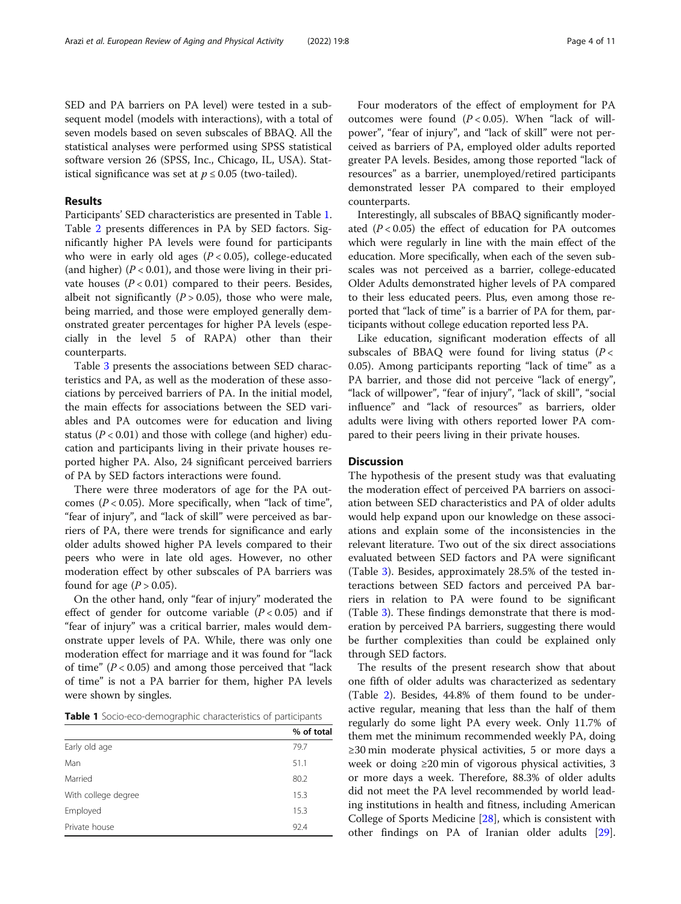SED and PA barriers on PA level) were tested in a subsequent model (models with interactions), with a total of seven models based on seven subscales of BBAQ. All the statistical analyses were performed using SPSS statistical software version 26 (SPSS, Inc., Chicago, IL, USA). Statistical significance was set at $p \leq 0.05$ (two-tailed).

## Results

Participants' SED characteristics are presented in Table 1. Table 2 presents differences in PA by SED factors. Significantly higher PA levels were found for participants who were in early old ages ($P < 0.05$), college-educated (and higher) ($P < 0.01$), and those were living in their private houses ($P < 0.01$) compared to their peers. Besides, albeit not significantly ($P > 0.05$), those who were male, being married, and those were employed generally demonstrated greater percentages for higher PA levels (especially in the level 5 of RAPA) other than their counterparts.

Table 3 presents the associations between SED characteristics and PA, as well as the moderation of these associations by perceived barriers of PA. In the initial model, the main effects for associations between the SED variables and PA outcomes were for education and living status ($P < 0.01$) and those with college (and higher) education and participants living in their private houses reported higher PA. Also, 24 significant perceived barriers of PA by SED factors interactions were found.

There were three moderators of age for the PA outcomes ($P < 0.05$). More specifically, when "lack of time", "fear of injury", and "lack of skill" were perceived as barriers of PA, there were trends for significance and early older adults showed higher PA levels compared to their peers who were in late old ages. However, no other moderation effect by other subscales of PA barriers was found for age ($P > 0.05$).

On the other hand, only "fear of injury" moderated the effect of gender for outcome variable ($P < 0.05$) and if "fear of injury" was a critical barrier, males would demonstrate upper levels of PA. While, there was only one moderation effect for marriage and it was found for "lack of time" ($P < 0.05$) and among those perceived that "lack of time" is not a PA barrier for them, higher PA levels were shown by singles.

**Table 1** Socio-eco-demographic characteristics of participants

| | % of total |
|---|---|
| Early old age | 79.7 |
| Man | 51.1 |
| Married | 80.2 |
| With college degree | 15.3 |
| Employed | 15.3 |
| Private house | 92.4 |

Four moderators of the effect of employment for PA outcomes were found ($P < 0.05$). When "lack of willpower", "fear of injury", and "lack of skill" were not perceived as barriers of PA, employed older adults reported greater PA levels. Besides, among those reported "lack of resources" as a barrier, unemployed/retired participants demonstrated lesser PA compared to their employed counterparts.

Interestingly, all subscales of BBAQ significantly moderated ($P < 0.05$) the effect of education for PA outcomes which were regularly in line with the main effect of the education. More specifically, when each of the seven subscales was not perceived as a barrier, college-educated Older Adults demonstrated higher levels of PA compared to their less educated peers. Plus, even among those reported that "lack of time" is a barrier of PA for them, participants without college education reported less PA.

Like education, significant moderation effects of all subscales of BBAQ were found for living status ($P < 0.05$). Among participants reporting "lack of time" as a PA barrier, and those did not perceive "lack of energy", "lack of willpower", "fear of injury", "lack of skill", "social influence" and "lack of resources" as barriers, older adults were living with others reported lower PA compared to their peers living in their private houses.

## Discussion

The hypothesis of the present study was that evaluating the moderation effect of perceived PA barriers on association between SED characteristics and PA of older adults would help expand upon our knowledge on these associations and explain some of the inconsistencies in the relevant literature. Two out of the six direct associations evaluated between SED factors and PA were significant (Table 3). Besides, approximately 28.5% of the tested interactions between SED factors and perceived PA barriers in relation to PA were found to be significant (Table 3). These findings demonstrate that there is moderation by perceived PA barriers, suggesting there would be further complexities than could be explained only through SED factors.

The results of the present research show that about one fifth of older adults was characterized as sedentary (Table 2). Besides, 44.8% of them found to be underactive regular, meaning that less than the half of them regularly do some light PA every week. Only 11.7% of them met the minimum recommended weekly PA, doing ≥30 min moderate physical activities, 5 or more days a week or doing ≥20 min of vigorous physical activities, 3 or more days a week. Therefore, 88.3% of older adults did not meet the PA level recommended by world leading institutions in health and fitness, including American College of Sports Medicine [28], which is consistent with other findings on PA of Iranian older adults [29].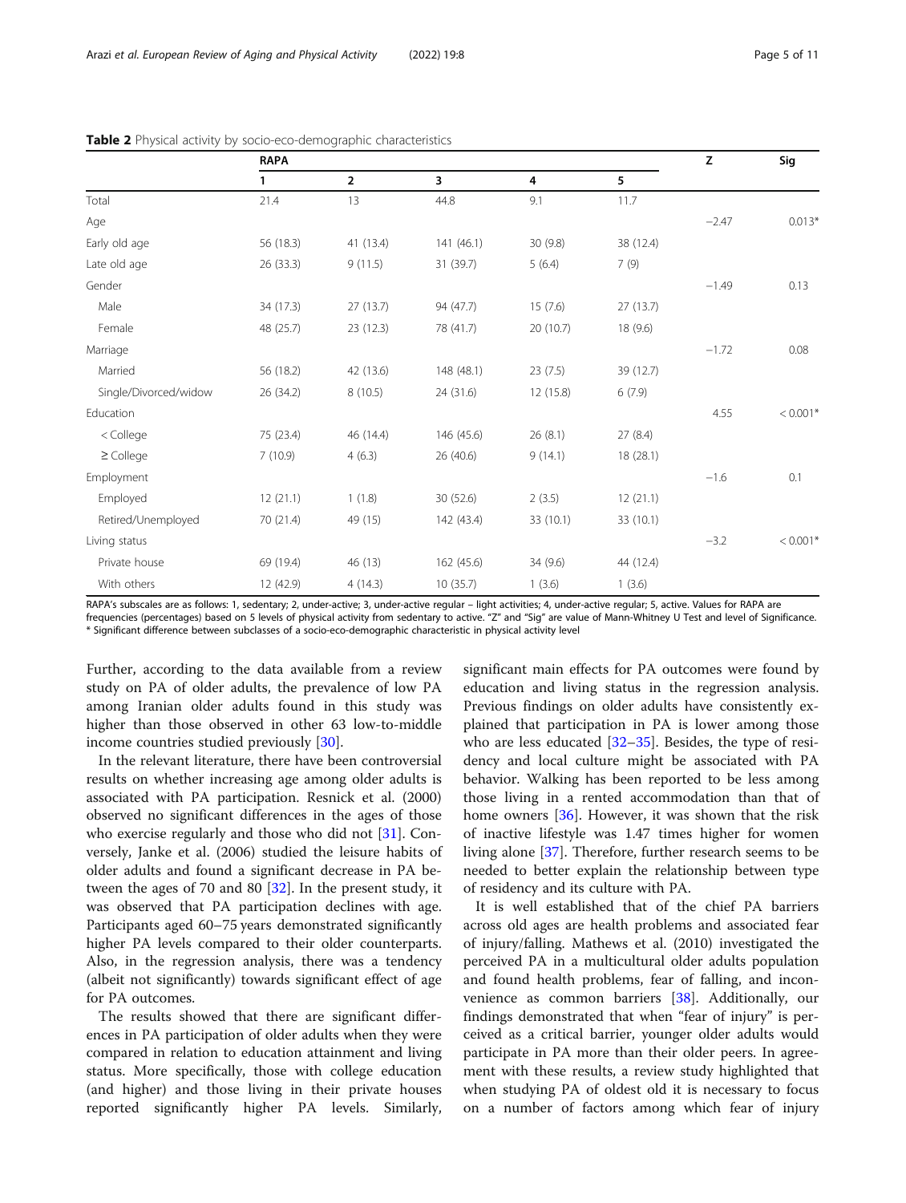**Table 2** Physical activity by socio-eco-demographic characteristics

| | RAPA | | | | | Z | Sig |
|---|---|---|---|---|---|---|---|
| | 1 | 2 | 3 | 4 | 5 | | |
| Total | 21.4 | 13 | 44.8 | 9.1 | 11.7 | | |
| Age | | | | | | −2.47 | 0.013* |
| Early old age | 56 (18.3) | 41 (13.4) | 141 (46.1) | 30 (9.8) | 38 (12.4) | | |
| Late old age | 26 (33.3) | 9 (11.5) | 31 (39.7) | 5 (6.4) | 7 (9) | | |
| Gender | | | | | | −1.49 | 0.13 |
| Male | 34 (17.3) | 27 (13.7) | 94 (47.7) | 15 (7.6) | 27 (13.7) | | |
| Female | 48 (25.7) | 23 (12.3) | 78 (41.7) | 20 (10.7) | 18 (9.6) | | |
| Marriage | | | | | | −1.72 | 0.08 |
| Married | 56 (18.2) | 42 (13.6) | 148 (48.1) | 23 (7.5) | 39 (12.7) | | |
| Single/Divorced/widow | 26 (34.2) | 8 (10.5) | 24 (31.6) | 12 (15.8) | 6 (7.9) | | |
| Education | | | | | | 4.55 | < 0.001* |
| < College | 75 (23.4) | 46 (14.4) | 146 (45.6) | 26 (8.1) | 27 (8.4) | | |
| ≥ College | 7 (10.9) | 4 (6.3) | 26 (40.6) | 9 (14.1) | 18 (28.1) | | |
| Employment | | | | | | −1.6 | 0.1 |
| Employed | 12 (21.1) | 1 (1.8) | 30 (52.6) | 2 (3.5) | 12 (21.1) | | |
| Retired/Unemployed | 70 (21.4) | 49 (15) | 142 (43.4) | 33 (10.1) | 33 (10.1) | | |
| Living status | | | | | | −3.2 | < 0.001* |
| Private house | 69 (19.4) | 46 (13) | 162 (45.6) | 34 (9.6) | 44 (12.4) | | |
| With others | 12 (42.9) | 4 (14.3) | 10 (35.7) | 1 (3.6) | 1 (3.6) | | |

RAPA's subscales are as follows: 1, sedentary; 2, under-active; 3, under-active regular – light activities; 4, under-active regular; 5, active. Values for RAPA are frequencies (percentages) based on 5 levels of physical activity from sedentary to active. "Z" and "Sig" are value of Mann-Whitney U Test and level of Significance.
* Significant difference between subclasses of a socio-eco-demographic characteristic in physical activity level

Further, according to the data available from a review study on PA of older adults, the prevalence of low PA among Iranian older adults found in this study was higher than those observed in other 63 low-to-middle income countries studied previously [30].

In the relevant literature, there have been controversial results on whether increasing age among older adults is associated with PA participation. Resnick et al. (2000) observed no significant differences in the ages of those who exercise regularly and those who did not [31]. Conversely, Janke et al. (2006) studied the leisure habits of older adults and found a significant decrease in PA between the ages of 70 and 80 [32]. In the present study, it was observed that PA participation declines with age. Participants aged 60–75 years demonstrated significantly higher PA levels compared to their older counterparts. Also, in the regression analysis, there was a tendency (albeit not significantly) towards significant effect of age for PA outcomes.

The results showed that there are significant differences in PA participation of older adults when they were compared in relation to education attainment and living status. More specifically, those with college education (and higher) and those living in their private houses reported significantly higher PA levels. Similarly, significant main effects for PA outcomes were found by education and living status in the regression analysis. Previous findings on older adults have consistently explained that participation in PA is lower among those who are less educated [32–35]. Besides, the type of residency and local culture might be associated with PA behavior. Walking has been reported to be less among those living in a rented accommodation than that of home owners [36]. However, it was shown that the risk of inactive lifestyle was 1.47 times higher for women living alone [37]. Therefore, further research seems to be needed to better explain the relationship between type of residency and its culture with PA.

It is well established that of the chief PA barriers across old ages are health problems and associated fear of injury/falling. Mathews et al. (2010) investigated the perceived PA in a multicultural older adults population and found health problems, fear of falling, and inconvenience as common barriers [38]. Additionally, our findings demonstrated that when "fear of injury" is perceived as a critical barrier, younger older adults would participate in PA more than their older peers. In agreement with these results, a review study highlighted that when studying PA of oldest old it is necessary to focus on a number of factors among which fear of injury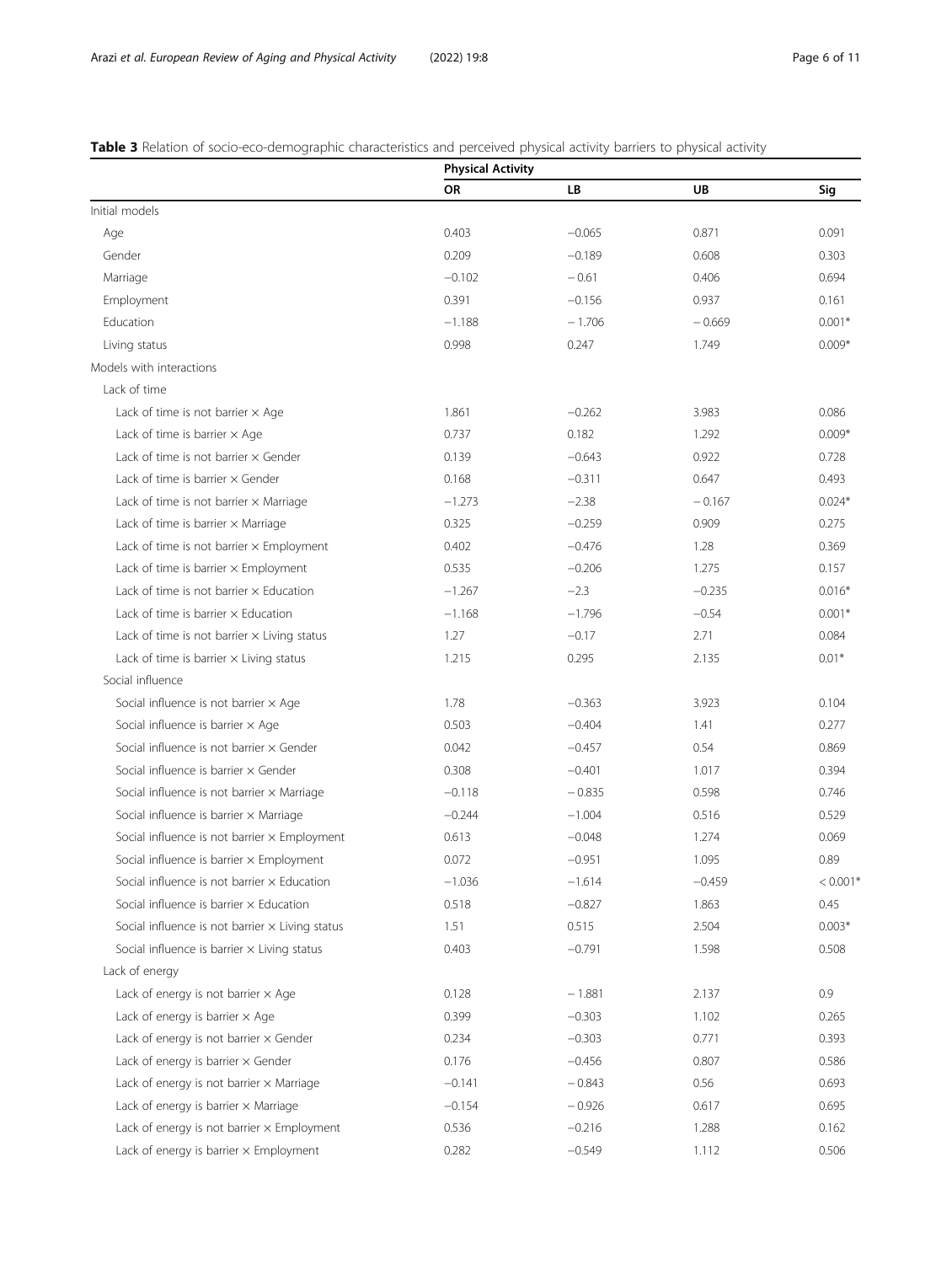**Table 3** Relation of socio-eco-demographic characteristics and perceived physical activity barriers to physical activity

| | Physical Activity | | | |
|---|---|---|---|---|
| | OR | LB | UB | Sig |
| Initial models | | | | |
| Age | 0.403 | −0.065 | 0.871 | 0.091 |
| Gender | 0.209 | −0.189 | 0.608 | 0.303 |
| Marriage | −0.102 | −0.61 | 0.406 | 0.694 |
| Employment | 0.391 | −0.156 | 0.937 | 0.161 |
| Education | −1.188 | −1.706 | −0.669 | 0.001* |
| Living status | 0.998 | 0.247 | 1.749 | 0.009* |
| Models with interactions | | | | |
| Lack of time | | | | |
| Lack of time is not barrier × Age | 1.861 | −0.262 | 3.983 | 0.086 |
| Lack of time is barrier × Age | 0.737 | 0.182 | 1.292 | 0.009* |
| Lack of time is not barrier × Gender | 0.139 | −0.643 | 0.922 | 0.728 |
| Lack of time is barrier × Gender | 0.168 | −0.311 | 0.647 | 0.493 |
| Lack of time is not barrier × Marriage | −1.273 | −2.38 | −0.167 | 0.024* |
| Lack of time is barrier × Marriage | 0.325 | −0.259 | 0.909 | 0.275 |
| Lack of time is not barrier × Employment | 0.402 | −0.476 | 1.28 | 0.369 |
| Lack of time is barrier × Employment | 0.535 | −0.206 | 1.275 | 0.157 |
| Lack of time is not barrier × Education | −1.267 | −2.3 | −0.235 | 0.016* |
| Lack of time is barrier × Education | −1.168 | −1.796 | −0.54 | 0.001* |
| Lack of time is not barrier × Living status | 1.27 | −0.17 | 2.71 | 0.084 |
| Lack of time is barrier × Living status | 1.215 | 0.295 | 2.135 | 0.01* |
| Social influence | | | | |
| Social influence is not barrier × Age | 1.78 | −0.363 | 3.923 | 0.104 |
| Social influence is barrier × Age | 0.503 | −0.404 | 1.41 | 0.277 |
| Social influence is not barrier × Gender | 0.042 | −0.457 | 0.54 | 0.869 |
| Social influence is barrier × Gender | 0.308 | −0.401 | 1.017 | 0.394 |
| Social influence is not barrier × Marriage | −0.118 | −0.835 | 0.598 | 0.746 |
| Social influence is barrier × Marriage | −0.244 | −1.004 | 0.516 | 0.529 |
| Social influence is not barrier × Employment | 0.613 | −0.048 | 1.274 | 0.069 |
| Social influence is barrier × Employment | 0.072 | −0.951 | 1.095 | 0.89 |
| Social influence is not barrier × Education | −1.036 | −1.614 | −0.459 | < 0.001* |
| Social influence is barrier × Education | 0.518 | −0.827 | 1.863 | 0.45 |
| Social influence is not barrier × Living status | 1.51 | 0.515 | 2.504 | 0.003* |
| Social influence is barrier × Living status | 0.403 | −0.791 | 1.598 | 0.508 |
| Lack of energy | | | | |
| Lack of energy is not barrier × Age | 0.128 | −1.881 | 2.137 | 0.9 |
| Lack of energy is barrier × Age | 0.399 | −0.303 | 1.102 | 0.265 |
| Lack of energy is not barrier × Gender | 0.234 | −0.303 | 0.771 | 0.393 |
| Lack of energy is barrier × Gender | 0.176 | −0.456 | 0.807 | 0.586 |
| Lack of energy is not barrier × Marriage | −0.141 | −0.843 | 0.56 | 0.693 |
| Lack of energy is barrier × Marriage | −0.154 | −0.926 | 0.617 | 0.695 |
| Lack of energy is not barrier × Employment | 0.536 | −0.216 | 1.288 | 0.162 |
| Lack of energy is barrier × Employment | 0.282 | −0.549 | 1.112 | 0.506 |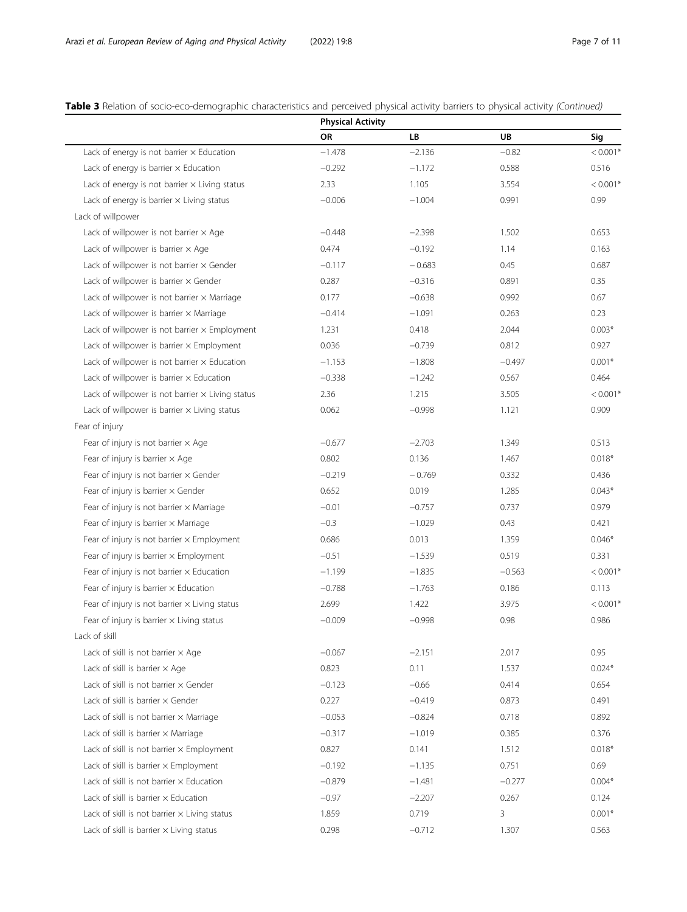**Table 3** Relation of socio-eco-demographic characteristics and perceived physical activity barriers to physical activity *(Continued)*

| | Physical Activity | | | |
|---|---|---|---|---|
| | OR | LB | UB | Sig |
| Lack of energy is not barrier × Education | −1.478 | −2.136 | −0.82 | < 0.001* |
| Lack of energy is barrier × Education | −0.292 | −1.172 | 0.588 | 0.516 |
| Lack of energy is not barrier × Living status | 2.33 | 1.105 | 3.554 | < 0.001* |
| Lack of energy is barrier × Living status | −0.006 | −1.004 | 0.991 | 0.99 |
| Lack of willpower | | | | |
| Lack of willpower is not barrier × Age | −0.448 | −2.398 | 1.502 | 0.653 |
| Lack of willpower is barrier × Age | 0.474 | −0.192 | 1.14 | 0.163 |
| Lack of willpower is not barrier × Gender | −0.117 | −0.683 | 0.45 | 0.687 |
| Lack of willpower is barrier × Gender | 0.287 | −0.316 | 0.891 | 0.35 |
| Lack of willpower is not barrier × Marriage | 0.177 | −0.638 | 0.992 | 0.67 |
| Lack of willpower is barrier × Marriage | −0.414 | −1.091 | 0.263 | 0.23 |
| Lack of willpower is not barrier × Employment | 1.231 | 0.418 | 2.044 | 0.003* |
| Lack of willpower is barrier × Employment | 0.036 | −0.739 | 0.812 | 0.927 |
| Lack of willpower is not barrier × Education | −1.153 | −1.808 | −0.497 | 0.001* |
| Lack of willpower is barrier × Education | −0.338 | −1.242 | 0.567 | 0.464 |
| Lack of willpower is not barrier × Living status | 2.36 | 1.215 | 3.505 | < 0.001* |
| Lack of willpower is barrier × Living status | 0.062 | −0.998 | 1.121 | 0.909 |
| Fear of injury | | | | |
| Fear of injury is not barrier × Age | −0.677 | −2.703 | 1.349 | 0.513 |
| Fear of injury is barrier × Age | 0.802 | 0.136 | 1.467 | 0.018* |
| Fear of injury is not barrier × Gender | −0.219 | −0.769 | 0.332 | 0.436 |
| Fear of injury is barrier × Gender | 0.652 | 0.019 | 1.285 | 0.043* |
| Fear of injury is not barrier × Marriage | −0.01 | −0.757 | 0.737 | 0.979 |
| Fear of injury is barrier × Marriage | −0.3 | −1.029 | 0.43 | 0.421 |
| Fear of injury is not barrier × Employment | 0.686 | 0.013 | 1.359 | 0.046* |
| Fear of injury is barrier × Employment | −0.51 | −1.539 | 0.519 | 0.331 |
| Fear of injury is not barrier × Education | −1.199 | −1.835 | −0.563 | < 0.001* |
| Fear of injury is barrier × Education | −0.788 | −1.763 | 0.186 | 0.113 |
| Fear of injury is not barrier × Living status | 2.699 | 1.422 | 3.975 | < 0.001* |
| Fear of injury is barrier × Living status | −0.009 | −0.998 | 0.98 | 0.986 |
| Lack of skill | | | | |
| Lack of skill is not barrier × Age | −0.067 | −2.151 | 2.017 | 0.95 |
| Lack of skill is barrier × Age | 0.823 | 0.11 | 1.537 | 0.024* |
| Lack of skill is not barrier × Gender | −0.123 | −0.66 | 0.414 | 0.654 |
| Lack of skill is barrier × Gender | 0.227 | −0.419 | 0.873 | 0.491 |
| Lack of skill is not barrier × Marriage | −0.053 | −0.824 | 0.718 | 0.892 |
| Lack of skill is barrier × Marriage | −0.317 | −1.019 | 0.385 | 0.376 |
| Lack of skill is not barrier × Employment | 0.827 | 0.141 | 1.512 | 0.018* |
| Lack of skill is barrier × Employment | −0.192 | −1.135 | 0.751 | 0.69 |
| Lack of skill is not barrier × Education | −0.879 | −1.481 | −0.277 | 0.004* |
| Lack of skill is barrier × Education | −0.97 | −2.207 | 0.267 | 0.124 |
| Lack of skill is not barrier × Living status | 1.859 | 0.719 | 3 | 0.001* |
| Lack of skill is barrier × Living status | 0.298 | −0.712 | 1.307 | 0.563 |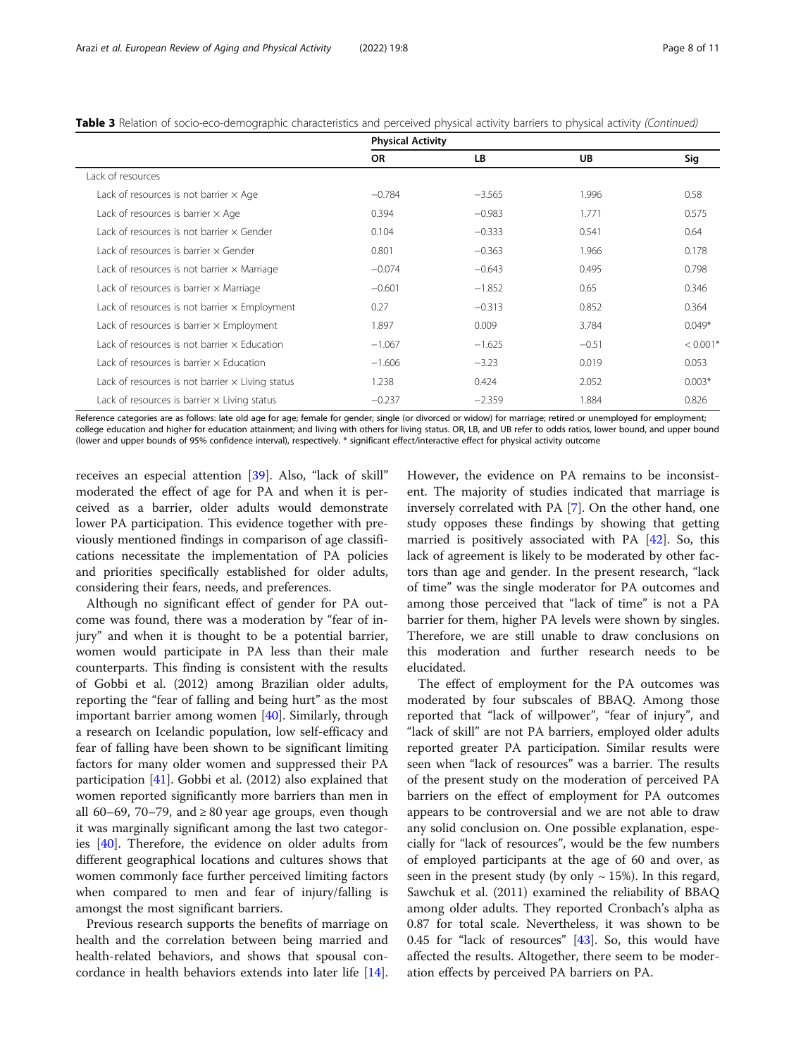**Table 3** Relation of socio-eco-demographic characteristics and perceived physical activity barriers to physical activity *(Continued)*

| | Physical Activity | | | |
|---|---|---|---|---|
| | OR | LB | UB | Sig |
| Lack of resources | | | | |
| Lack of resources is not barrier × Age | −0.784 | −3.565 | 1.996 | 0.58 |
| Lack of resources is barrier × Age | 0.394 | −0.983 | 1.771 | 0.575 |
| Lack of resources is not barrier × Gender | 0.104 | −0.333 | 0.541 | 0.64 |
| Lack of resources is barrier × Gender | 0.801 | −0.363 | 1.966 | 0.178 |
| Lack of resources is not barrier × Marriage | −0.074 | −0.643 | 0.495 | 0.798 |
| Lack of resources is barrier × Marriage | −0.601 | −1.852 | 0.65 | 0.346 |
| Lack of resources is not barrier × Employment | 0.27 | −0.313 | 0.852 | 0.364 |
| Lack of resources is barrier × Employment | 1.897 | 0.009 | 3.784 | 0.049* |
| Lack of resources is not barrier × Education | −1.067 | −1.625 | −0.51 | < 0.001* |
| Lack of resources is barrier × Education | −1.606 | −3.23 | 0.019 | 0.053 |
| Lack of resources is not barrier × Living status | 1.238 | 0.424 | 2.052 | 0.003* |
| Lack of resources is barrier × Living status | −0.237 | −2.359 | 1.884 | 0.826 |

Reference categories are as follows: late old age for age; female for gender; single (or divorced or widow) for marriage; retired or unemployed for employment; college education and higher for education attainment; and living with others for living status. OR, LB, and UB refer to odds ratios, lower bound, and upper bound (lower and upper bounds of 95% confidence interval), respectively. * significant effect/interactive effect for physical activity outcome

receives an especial attention [39]. Also, "lack of skill" moderated the effect of age for PA and when it is perceived as a barrier, older adults would demonstrate lower PA participation. This evidence together with previously mentioned findings in comparison of age classifications necessitate the implementation of PA policies and priorities specifically established for older adults, considering their fears, needs, and preferences.

Although no significant effect of gender for PA outcome was found, there was a moderation by "fear of injury" and when it is thought to be a potential barrier, women would participate in PA less than their male counterparts. This finding is consistent with the results of Gobbi et al. (2012) among Brazilian older adults, reporting the "fear of falling and being hurt" as the most important barrier among women [40]. Similarly, through a research on Icelandic population, low self-efficacy and fear of falling have been shown to be significant limiting factors for many older women and suppressed their PA participation [41]. Gobbi et al. (2012) also explained that women reported significantly more barriers than men in all 60–69, 70–79, and ≥ 80 year age groups, even though it was marginally significant among the last two categories [40]. Therefore, the evidence on older adults from different geographical locations and cultures shows that women commonly face further perceived limiting factors when compared to men and fear of injury/falling is amongst the most significant barriers.

Previous research supports the benefits of marriage on health and the correlation between being married and health-related behaviors, and shows that spousal concordance in health behaviors extends into later life [14]. However, the evidence on PA remains to be inconsistent. The majority of studies indicated that marriage is inversely correlated with PA [7]. On the other hand, one study opposes these findings by showing that getting married is positively associated with PA [42]. So, this lack of agreement is likely to be moderated by other factors than age and gender. In the present research, "lack of time" was the single moderator for PA outcomes and among those perceived that "lack of time" is not a PA barrier for them, higher PA levels were shown by singles. Therefore, we are still unable to draw conclusions on this moderation and further research needs to be elucidated.

The effect of employment for the PA outcomes was moderated by four subscales of BBAQ. Among those reported that "lack of willpower", "fear of injury", and "lack of skill" are not PA barriers, employed older adults reported greater PA participation. Similar results were seen when "lack of resources" was a barrier. The results of the present study on the moderation of perceived PA barriers on the effect of employment for PA outcomes appears to be controversial and we are not able to draw any solid conclusion on. One possible explanation, especially for "lack of resources", would be the few numbers of employed participants at the age of 60 and over, as seen in the present study (by only ~ 15%). In this regard, Sawchuk et al. (2011) examined the reliability of BBAQ among older adults. They reported Cronbach's alpha as 0.87 for total scale. Nevertheless, it was shown to be 0.45 for "lack of resources" [43]. So, this would have affected the results. Altogether, there seem to be moderation effects by perceived PA barriers on PA.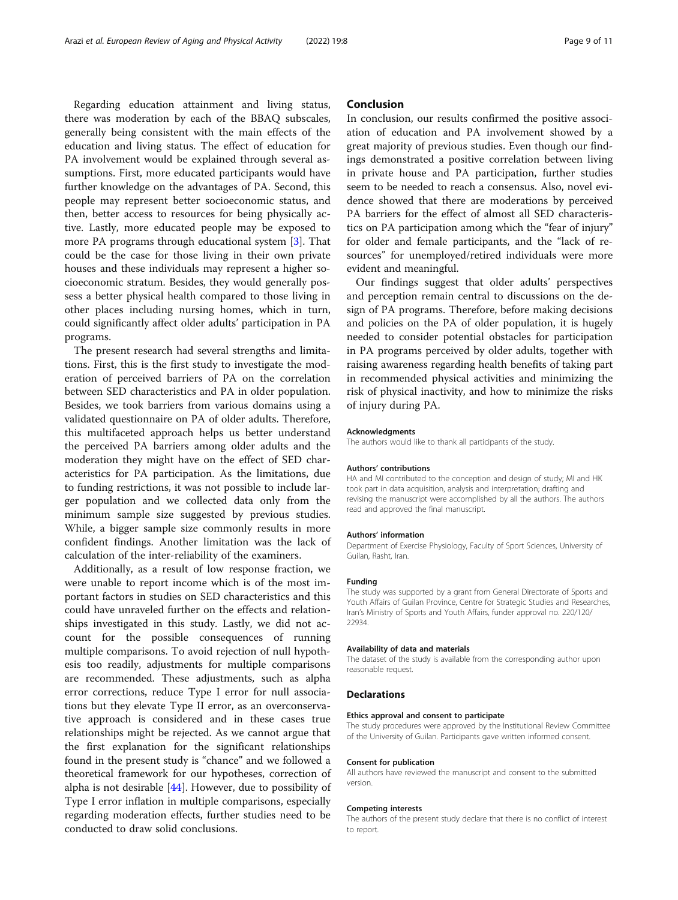Regarding education attainment and living status, there was moderation by each of the BBAQ subscales, generally being consistent with the main effects of the education and living status. The effect of education for PA involvement would be explained through several assumptions. First, more educated participants would have further knowledge on the advantages of PA. Second, this people may represent better socioeconomic status, and then, better access to resources for being physically active. Lastly, more educated people may be exposed to more PA programs through educational system [3]. That could be the case for those living in their own private houses and these individuals may represent a higher socioeconomic stratum. Besides, they would generally possess a better physical health compared to those living in other places including nursing homes, which in turn, could significantly affect older adults' participation in PA programs.

The present research had several strengths and limitations. First, this is the first study to investigate the moderation of perceived barriers of PA on the correlation between SED characteristics and PA in older population. Besides, we took barriers from various domains using a validated questionnaire on PA of older adults. Therefore, this multifaceted approach helps us better understand the perceived PA barriers among older adults and the moderation they might have on the effect of SED characteristics for PA participation. As the limitations, due to funding restrictions, it was not possible to include larger population and we collected data only from the minimum sample size suggested by previous studies. While, a bigger sample size commonly results in more confident findings. Another limitation was the lack of calculation of the inter-reliability of the examiners.

Additionally, as a result of low response fraction, we were unable to report income which is of the most important factors in studies on SED characteristics and this could have unraveled further on the effects and relationships investigated in this study. Lastly, we did not account for the possible consequences of running multiple comparisons. To avoid rejection of null hypothesis too readily, adjustments for multiple comparisons are recommended. These adjustments, such as alpha error corrections, reduce Type I error for null associations but they elevate Type II error, as an overconservative approach is considered and in these cases true relationships might be rejected. As we cannot argue that the first explanation for the significant relationships found in the present study is "chance" and we followed a theoretical framework for our hypotheses, correction of alpha is not desirable [44]. However, due to possibility of Type I error inflation in multiple comparisons, especially regarding moderation effects, further studies need to be conducted to draw solid conclusions.

## Conclusion

In conclusion, our results confirmed the positive association of education and PA involvement showed by a great majority of previous studies. Even though our findings demonstrated a positive correlation between living in private house and PA participation, further studies seem to be needed to reach a consensus. Also, novel evidence showed that there are moderations by perceived PA barriers for the effect of almost all SED characteristics on PA participation among which the "fear of injury" for older and female participants, and the "lack of resources" for unemployed/retired individuals were more evident and meaningful.

Our findings suggest that older adults' perspectives and perception remain central to discussions on the design of PA programs. Therefore, before making decisions and policies on the PA of older population, it is hugely needed to consider potential obstacles for participation in PA programs perceived by older adults, together with raising awareness regarding health benefits of taking part in recommended physical activities and minimizing the risk of physical inactivity, and how to minimize the risks of injury during PA.

#### Acknowledgments

The authors would like to thank all participants of the study.

#### Authors' contributions

HA and MI contributed to the conception and design of study; MI and HK took part in data acquisition, analysis and interpretation; drafting and revising the manuscript were accomplished by all the authors. The authors read and approved the final manuscript.

#### Authors' information

Department of Exercise Physiology, Faculty of Sport Sciences, University of Guilan, Rasht, Iran.

#### Funding

The study was supported by a grant from General Directorate of Sports and Youth Affairs of Guilan Province, Centre for Strategic Studies and Researches, Iran's Ministry of Sports and Youth Affairs, funder approval no. 220/120/22934.

#### Availability of data and materials

The dataset of the study is available from the corresponding author upon reasonable request.

## Declarations

#### Ethics approval and consent to participate

The study procedures were approved by the Institutional Review Committee of the University of Guilan. Participants gave written informed consent.

#### Consent for publication

All authors have reviewed the manuscript and consent to the submitted version.

#### Competing interests

The authors of the present study declare that there is no conflict of interest to report.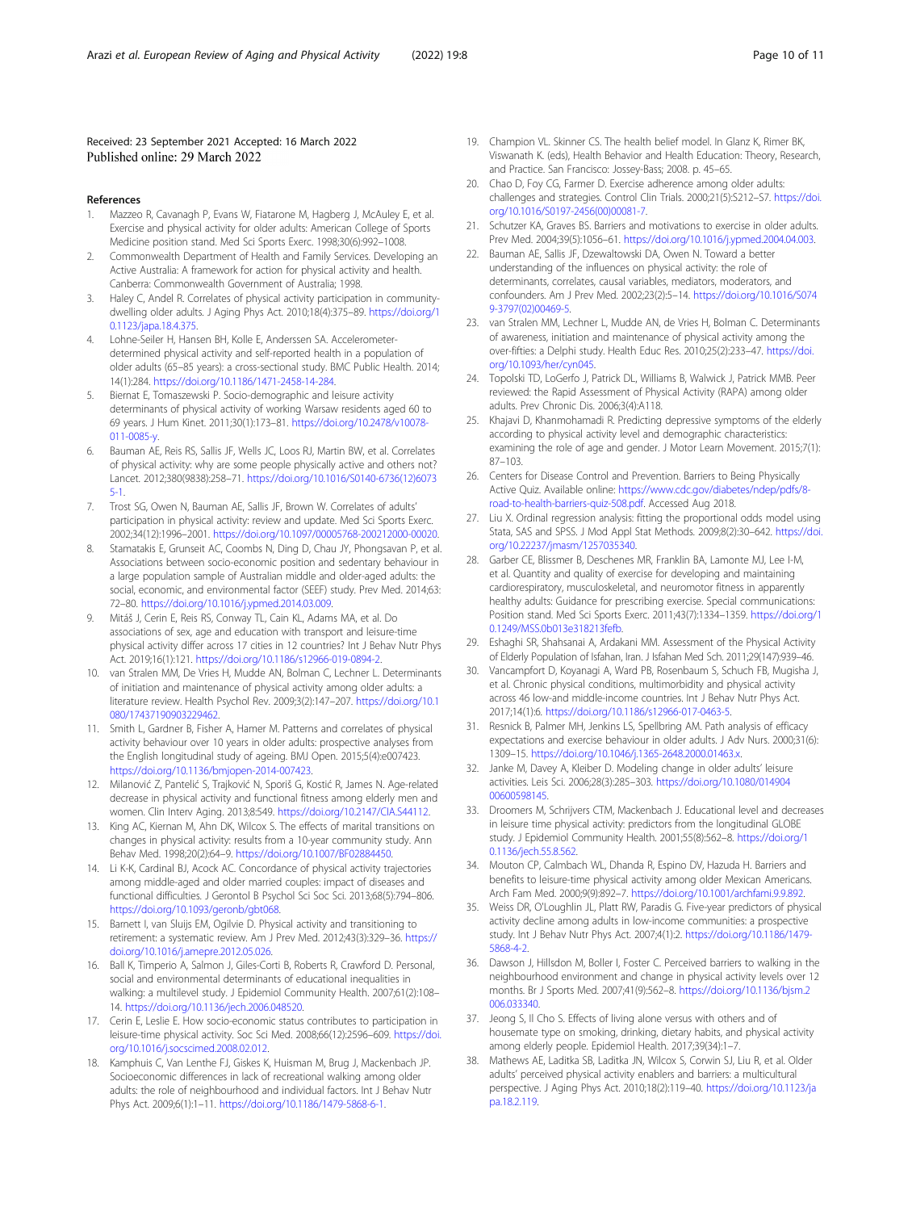Received: 23 September 2021 Accepted: 16 March 2022
Published online: 29 March 2022

## References

1. Mazzeo R, Cavanagh P, Evans W, Fiatarone M, Hagberg J, McAuley E, et al. Exercise and physical activity for older adults: American College of Sports Medicine position stand. Med Sci Sports Exerc. 1998;30(6):992–1008.
2. Commonwealth Department of Health and Family Services. Developing an Active Australia: A framework for action for physical activity and health. Canberra: Commonwealth Government of Australia; 1998.
3. Haley C, Andel R. Correlates of physical activity participation in community-dwelling older adults. J Aging Phys Act. 2010;18(4):375–89. https://doi.org/10.1123/japa.18.4.375.
4. Lohne-Seiler H, Hansen BH, Kolle E, Anderssen SA. Accelerometer-determined physical activity and self-reported health in a population of older adults (65–85 years): a cross-sectional study. BMC Public Health. 2014;14(1):284. https://doi.org/10.1186/1471-2458-14-284.
5. Biernat E, Tomaszewski P. Socio-demographic and leisure activity determinants of physical activity of working Warsaw residents aged 60 to 69 years. J Hum Kinet. 2011;30(1):173–81. https://doi.org/10.2478/v10078-011-0085-y.
6. Bauman AE, Reis RS, Sallis JF, Wells JC, Loos RJ, Martin BW, et al. Correlates of physical activity: why are some people physically active and others not? Lancet. 2012;380(9838):258–71. https://doi.org/10.1016/S0140-6736(12)60735-1.
7. Trost SG, Owen N, Bauman AE, Sallis JF, Brown W. Correlates of adults' participation in physical activity: review and update. Med Sci Sports Exerc. 2002;34(12):1996–2001. https://doi.org/10.1097/00005768-200212000-00020.
8. Stamatakis E, Grunseit AC, Coombs N, Ding D, Chau JY, Phongsavan P, et al. Associations between socio-economic position and sedentary behaviour in a large population sample of Australian middle and older-aged adults: the social, economic, and environmental factor (SEEF) study. Prev Med. 2014;63:72–80. https://doi.org/10.1016/j.ypmed.2014.03.009.
9. Mitáš J, Cerin E, Reis RS, Conway TL, Cain KL, Adams MA, et al. Do associations of sex, age and education with transport and leisure-time physical activity differ across 17 cities in 12 countries? Int J Behav Nutr Phys Act. 2019;16(1):121. https://doi.org/10.1186/s12966-019-0894-2.
10. van Stralen MM, De Vries H, Mudde AN, Bolman C, Lechner L. Determinants of initiation and maintenance of physical activity among older adults: a literature review. Health Psychol Rev. 2009;3(2):147–207. https://doi.org/10.1080/17437190903229462.
11. Smith L, Gardner B, Fisher A, Hamer M. Patterns and correlates of physical activity behaviour over 10 years in older adults: prospective analyses from the English longitudinal study of ageing. BMJ Open. 2015;5(4):e007423. https://doi.org/10.1136/bmjopen-2014-007423.
12. Milanović Z, Pantelić S, Trajković N, Sporiš G, Kostić R, James N. Age-related decrease in physical activity and functional fitness among elderly men and women. Clin Interv Aging. 2013;8:549. https://doi.org/10.2147/CIA.S44112.
13. King AC, Kiernan M, Ahn DK, Wilcox S. The effects of marital transitions on changes in physical activity: results from a 10-year community study. Ann Behav Med. 1998;20(2):64–9. https://doi.org/10.1007/BF02884450.
14. Li K-K, Cardinal BJ, Acock AC. Concordance of physical activity trajectories among middle-aged and older married couples: impact of diseases and functional difficulties. J Gerontol B Psychol Sci Soc Sci. 2013;68(5):794–806. https://doi.org/10.1093/geronb/gbt068.
15. Barnett I, van Sluijs EM, Ogilvie D. Physical activity and transitioning to retirement: a systematic review. Am J Prev Med. 2012;43(3):329–36. https://doi.org/10.1016/j.amepre.2012.05.026.
16. Ball K, Timperio A, Salmon J, Giles-Corti B, Roberts R, Crawford D. Personal, social and environmental determinants of educational inequalities in walking: a multilevel study. J Epidemiol Community Health. 2007;61(2):108–14. https://doi.org/10.1136/jech.2006.048520.
17. Cerin E, Leslie E. How socio-economic status contributes to participation in leisure-time physical activity. Soc Sci Med. 2008;66(12):2596–609. https://doi.org/10.1016/j.socscimed.2008.02.012.
18. Kamphuis C, Van Lenthe FJ, Giskes K, Huisman M, Brug J, Mackenbach JP. Socioeconomic differences in lack of recreational walking among older adults: the role of neighbourhood and individual factors. Int J Behav Nutr Phys Act. 2009;6(1):1–11. https://doi.org/10.1186/1479-5868-6-1.
19. Champion VL. Skinner CS. The health belief model. In Glanz K, Rimer BK, Viswanath K. (eds), Health Behavior and Health Education: Theory, Research, and Practice. San Francisco: Jossey-Bass; 2008. p. 45–65.
20. Chao D, Foy CG, Farmer D. Exercise adherence among older adults: challenges and strategies. Control Clin Trials. 2000;21(5):S212–S7. https://doi.org/10.1016/S0197-2456(00)00081-7.
21. Schutzer KA, Graves BS. Barriers and motivations to exercise in older adults. Prev Med. 2004;39(5):1056–61. https://doi.org/10.1016/j.ypmed.2004.04.003.
22. Bauman AE, Sallis JF, Dzewaltowski DA, Owen N. Toward a better understanding of the influences on physical activity: the role of determinants, correlates, causal variables, mediators, moderators, and confounders. Am J Prev Med. 2002;23(2):5–14. https://doi.org/10.1016/S0749-3797(02)00469-5.
23. van Stralen MM, Lechner L, Mudde AN, de Vries H, Bolman C. Determinants of awareness, initiation and maintenance of physical activity among the over-fifties: a Delphi study. Health Educ Res. 2010;25(2):233–47. https://doi.org/10.1093/her/cyn045.
24. Topolski TD, LoGerfo J, Patrick DL, Williams B, Walwick J, Patrick MMB. Peer reviewed: the Rapid Assessment of Physical Activity (RAPA) among older adults. Prev Chronic Dis. 2006;3(4):A118.
25. Khajavi D, Khanmohamadi R. Predicting depressive symptoms of the elderly according to physical activity level and demographic characteristics: examining the role of age and gender. J Motor Learn Movement. 2015;7(1):87–103.
26. Centers for Disease Control and Prevention. Barriers to Being Physically Active Quiz. Available online: https://www.cdc.gov/diabetes/ndep/pdfs/8-road-to-health-barriers-quiz-508.pdf. Accessed Aug 2018.
27. Liu X. Ordinal regression analysis: fitting the proportional odds model using Stata, SAS and SPSS. J Mod Appl Stat Methods. 2009;8(2):30–642. https://doi.org/10.22237/jmasm/1257035340.
28. Garber CE, Blissmer B, Deschenes MR, Franklin BA, Lamonte MJ, Lee I-M, et al. Quantity and quality of exercise for developing and maintaining cardiorespiratory, musculoskeletal, and neuromotor fitness in apparently healthy adults: Guidance for prescribing exercise. Special communications: Position stand. Med Sci Sports Exerc. 2011;43(7):1334–1359. https://doi.org/10.1249/MSS.0b013e318213fefb.
29. Eshaghi SR, Shahsanai A, Ardakani MM. Assessment of the Physical Activity of Elderly Population of Isfahan, Iran. J Isfahan Med Sch. 2011;29(147):939–46.
30. Vancampfort D, Koyanagi A, Ward PB, Rosenbaum S, Schuch FB, Mugisha J, et al. Chronic physical conditions, multimorbidity and physical activity across 46 low-and middle-income countries. Int J Behav Nutr Phys Act. 2017;14(1):6. https://doi.org/10.1186/s12966-017-0463-5.
31. Resnick B, Palmer MH, Jenkins LS, Spellbring AM. Path analysis of efficacy expectations and exercise behaviour in older adults. J Adv Nurs. 2000;31(6):1309–15. https://doi.org/10.1046/j.1365-2648.2000.01463.x.
32. Janke M, Davey A, Kleiber D. Modeling change in older adults' leisure activities. Leis Sci. 2006;28(3):285–303. https://doi.org/10.1080/01490400600598145.
33. Droomers M, Schrijvers CTM, Mackenbach J. Educational level and decreases in leisure time physical activity: predictors from the longitudinal GLOBE study. J Epidemiol Community Health. 2001;55(8):562–8. https://doi.org/10.1136/jech.55.8.562.
34. Mouton CP, Calmbach WL, Dhanda R, Espino DV, Hazuda H. Barriers and benefits to leisure-time physical activity among older Mexican Americans. Arch Fam Med. 2000;9(9):892–7. https://doi.org/10.1001/archfami.9.9.892.
35. Weiss DR, O'Loughlin JL, Platt RW, Paradis G. Five-year predictors of physical activity decline among adults in low-income communities: a prospective study. Int J Behav Nutr Phys Act. 2007;4(1):2. https://doi.org/10.1186/1479-5868-4-2.
36. Dawson J, Hillsdon M, Boller I, Foster C. Perceived barriers to walking in the neighbourhood environment and change in physical activity levels over 12 months. Br J Sports Med. 2007;41(9):562–8. https://doi.org/10.1136/bjsm.2006.033340.
37. Jeong S, Il Cho S. Effects of living alone versus with others and of housemate type on smoking, drinking, dietary habits, and physical activity among elderly people. Epidemiol Health. 2017;39(34):1–7.
38. Mathews AE, Laditka SB, Laditka JN, Wilcox S, Corwin SJ, Liu R, et al. Older adults' perceived physical activity enablers and barriers: a multicultural perspective. J Aging Phys Act. 2010;18(2):119–40. https://doi.org/10.1123/japa.18.2.119.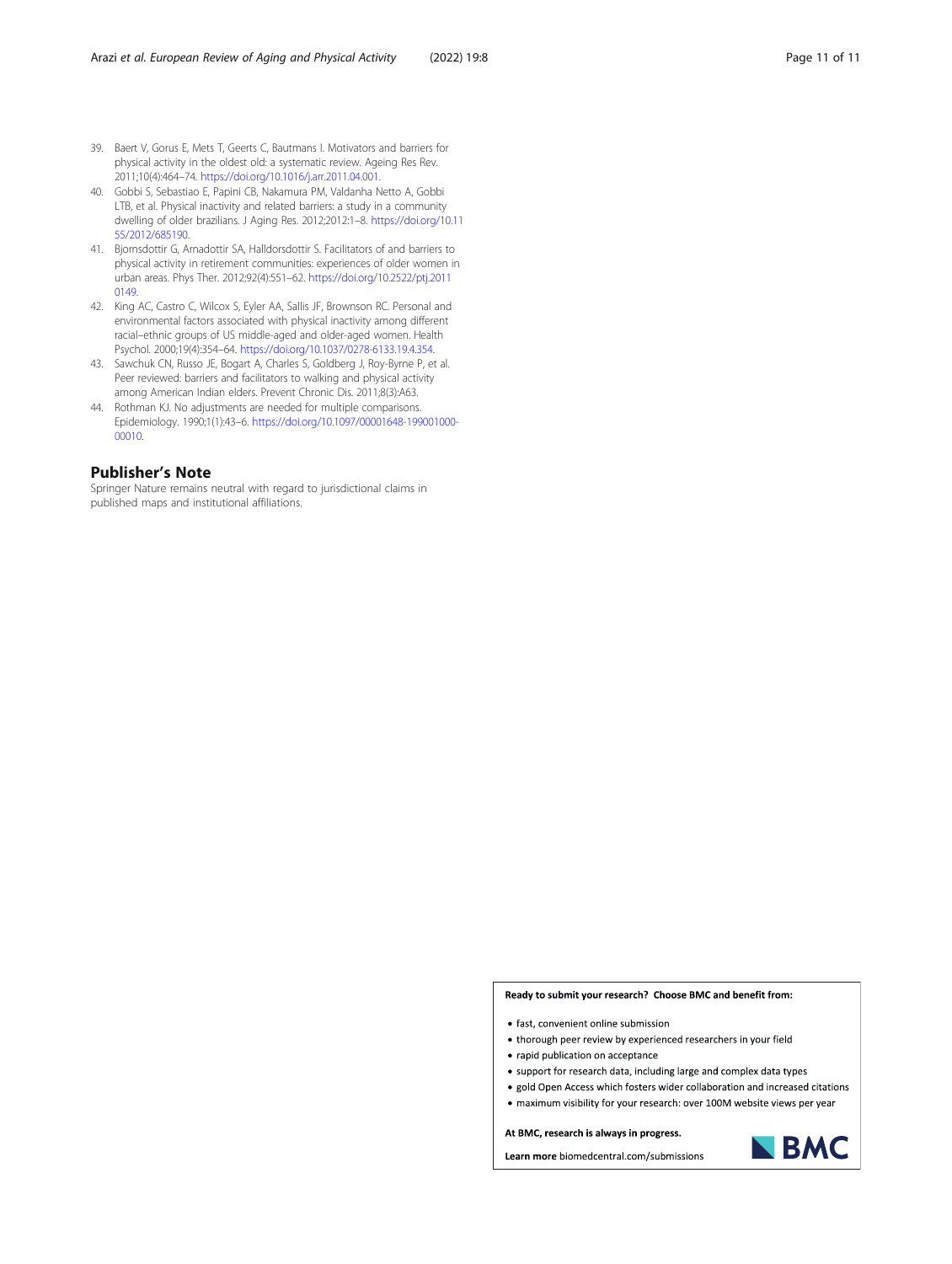39. Baert V, Gorus E, Mets T, Geerts C, Bautmans I. Motivators and barriers for physical activity in the oldest old: a systematic review. Ageing Res Rev. 2011;10(4):464–74. https://doi.org/10.1016/j.arr.2011.04.001.
40. Gobbi S, Sebastiao E, Papini CB, Nakamura PM, Valdanha Netto A, Gobbi LTB, et al. Physical inactivity and related barriers: a study in a community dwelling of older brazilians. J Aging Res. 2012;2012:1–8. https://doi.org/10.1155/2012/685190.
41. Bjornsdottir G, Arnadottir SA, Halldorsdottir S. Facilitators of and barriers to physical activity in retirement communities: experiences of older women in urban areas. Phys Ther. 2012;92(4):551–62. https://doi.org/10.2522/ptj.20110149.
42. King AC, Castro C, Wilcox S, Eyler AA, Sallis JF, Brownson RC. Personal and environmental factors associated with physical inactivity among different racial–ethnic groups of US middle-aged and older-aged women. Health Psychol. 2000;19(4):354–64. https://doi.org/10.1037/0278-6133.19.4.354.
43. Sawchuk CN, Russo JE, Bogart A, Charles S, Goldberg J, Roy-Byrne P, et al. Peer reviewed: barriers and facilitators to walking and physical activity among American Indian elders. Prevent Chronic Dis. 2011;8(3):A63.
44. Rothman KJ. No adjustments are needed for multiple comparisons. Epidemiology. 1990;1(1):43–6. https://doi.org/10.1097/00001648-199001000-00010.

## Publisher's Note

Springer Nature remains neutral with regard to jurisdictional claims in published maps and institutional affiliations.

**Ready to submit your research? Choose BMC and benefit from:**

- fast, convenient online submission
- thorough peer review by experienced researchers in your field
- rapid publication on acceptance
- support for research data, including large and complex data types
- gold Open Access which fosters wider collaboration and increased citations
- maximum visibility for your research: over 100M website views per year

**At BMC, research is always in progress.**

**Learn more** biomedcentral.com/submissions

BMC